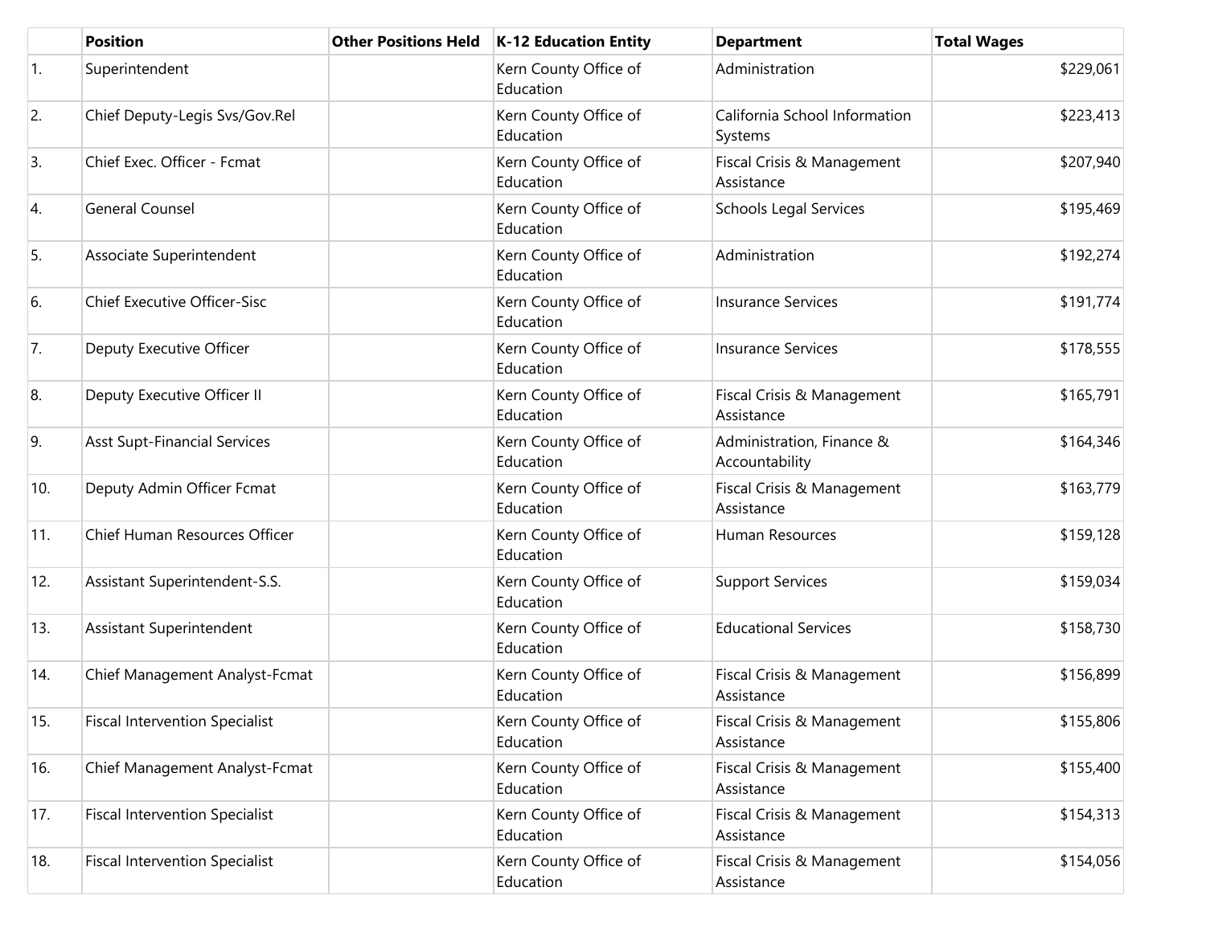| | Position | Other Positions Held | K-12 Education Entity | Department | Total Wages |
|---|---|---|---|---|---|
| 1. | Superintendent | | Kern County Office of Education | Administration | $229,061 |
| 2. | Chief Deputy-Legis Svs/Gov.Rel | | Kern County Office of Education | California School Information Systems | $223,413 |
| 3. | Chief Exec. Officer - Fcmat | | Kern County Office of Education | Fiscal Crisis & Management Assistance | $207,940 |
| 4. | General Counsel | | Kern County Office of Education | Schools Legal Services | $195,469 |
| 5. | Associate Superintendent | | Kern County Office of Education | Administration | $192,274 |
| 6. | Chief Executive Officer-Sisc | | Kern County Office of Education | Insurance Services | $191,774 |
| 7. | Deputy Executive Officer | | Kern County Office of Education | Insurance Services | $178,555 |
| 8. | Deputy Executive Officer II | | Kern County Office of Education | Fiscal Crisis & Management Assistance | $165,791 |
| 9. | Asst Supt-Financial Services | | Kern County Office of Education | Administration, Finance & Accountability | $164,346 |
| 10. | Deputy Admin Officer Fcmat | | Kern County Office of Education | Fiscal Crisis & Management Assistance | $163,779 |
| 11. | Chief Human Resources Officer | | Kern County Office of Education | Human Resources | $159,128 |
| 12. | Assistant Superintendent-S.S. | | Kern County Office of Education | Support Services | $159,034 |
| 13. | Assistant Superintendent | | Kern County Office of Education | Educational Services | $158,730 |
| 14. | Chief Management Analyst-Fcmat | | Kern County Office of Education | Fiscal Crisis & Management Assistance | $156,899 |
| 15. | Fiscal Intervention Specialist | | Kern County Office of Education | Fiscal Crisis & Management Assistance | $155,806 |
| 16. | Chief Management Analyst-Fcmat | | Kern County Office of Education | Fiscal Crisis & Management Assistance | $155,400 |
| 17. | Fiscal Intervention Specialist | | Kern County Office of Education | Fiscal Crisis & Management Assistance | $154,313 |
| 18. | Fiscal Intervention Specialist | | Kern County Office of Education | Fiscal Crisis & Management Assistance | $154,056 |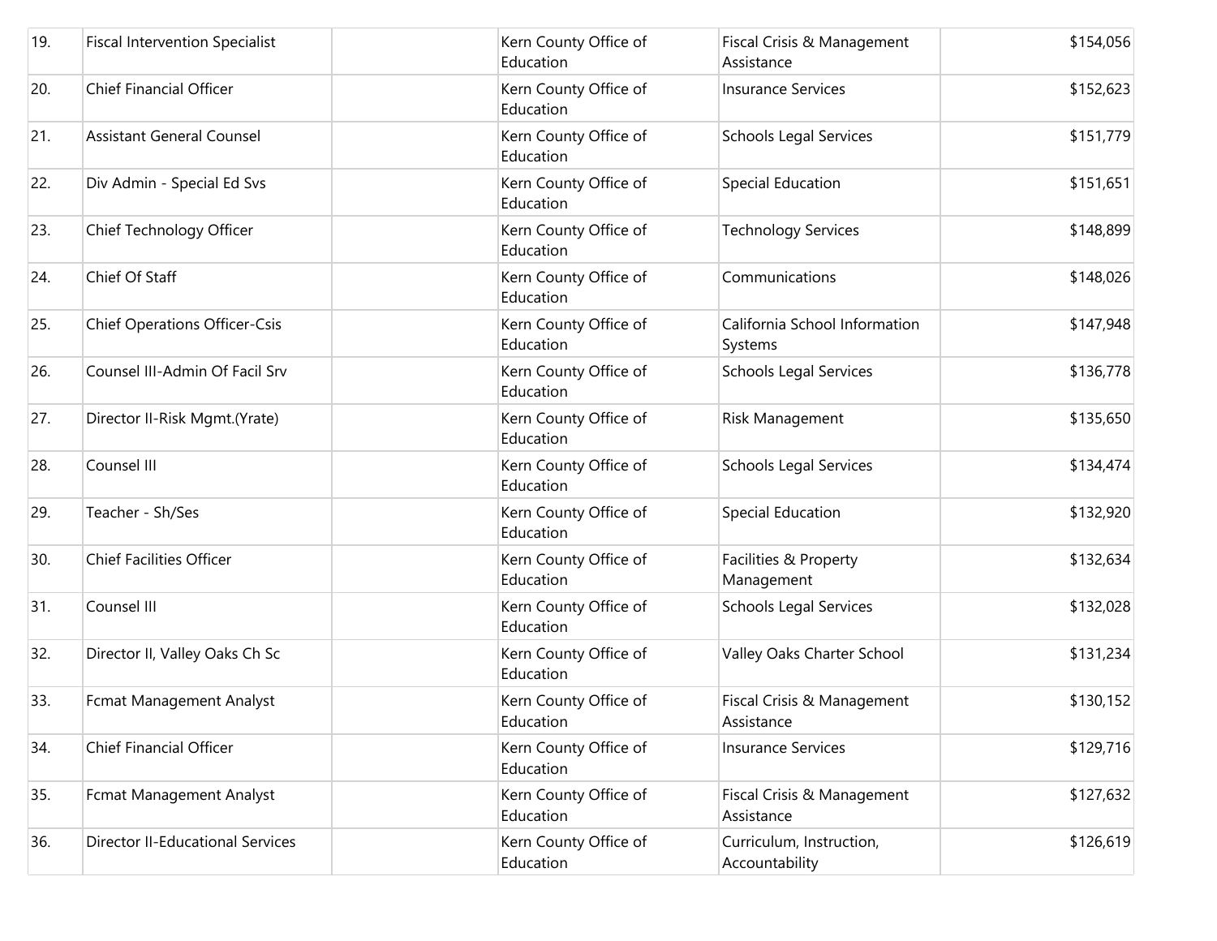| | | | | | |
|---|---|---|---|---|---|
| 19. | Fiscal Intervention Specialist | | Kern County Office of Education | Fiscal Crisis & Management Assistance | $154,056 |
| 20. | Chief Financial Officer | | Kern County Office of Education | Insurance Services | $152,623 |
| 21. | Assistant General Counsel | | Kern County Office of Education | Schools Legal Services | $151,779 |
| 22. | Div Admin - Special Ed Svs | | Kern County Office of Education | Special Education | $151,651 |
| 23. | Chief Technology Officer | | Kern County Office of Education | Technology Services | $148,899 |
| 24. | Chief Of Staff | | Kern County Office of Education | Communications | $148,026 |
| 25. | Chief Operations Officer-Csis | | Kern County Office of Education | California School Information Systems | $147,948 |
| 26. | Counsel III-Admin Of Facil Srv | | Kern County Office of Education | Schools Legal Services | $136,778 |
| 27. | Director II-Risk Mgmt.(Yrate) | | Kern County Office of Education | Risk Management | $135,650 |
| 28. | Counsel III | | Kern County Office of Education | Schools Legal Services | $134,474 |
| 29. | Teacher - Sh/Ses | | Kern County Office of Education | Special Education | $132,920 |
| 30. | Chief Facilities Officer | | Kern County Office of Education | Facilities & Property Management | $132,634 |
| 31. | Counsel III | | Kern County Office of Education | Schools Legal Services | $132,028 |
| 32. | Director II, Valley Oaks Ch Sc | | Kern County Office of Education | Valley Oaks Charter School | $131,234 |
| 33. | Fcmat Management Analyst | | Kern County Office of Education | Fiscal Crisis & Management Assistance | $130,152 |
| 34. | Chief Financial Officer | | Kern County Office of Education | Insurance Services | $129,716 |
| 35. | Fcmat Management Analyst | | Kern County Office of Education | Fiscal Crisis & Management Assistance | $127,632 |
| 36. | Director II-Educational Services | | Kern County Office of Education | Curriculum, Instruction, Accountability | $126,619 |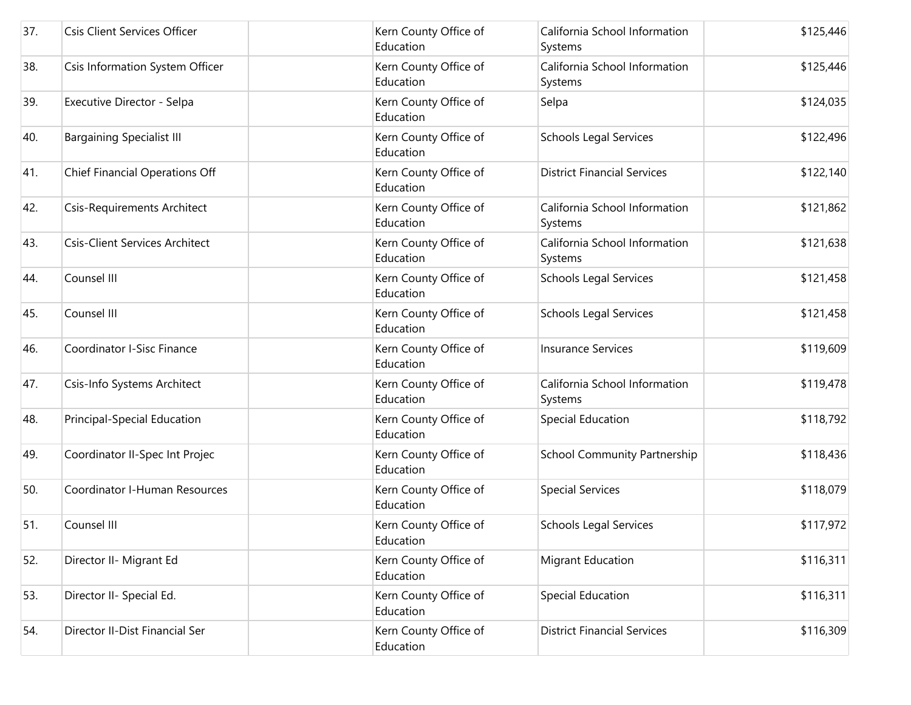| | | | | | |
|---|---|---|---|---|---|
| 37. | Csis Client Services Officer | | Kern County Office of Education | California School Information Systems | $125,446 |
| 38. | Csis Information System Officer | | Kern County Office of Education | California School Information Systems | $125,446 |
| 39. | Executive Director - Selpa | | Kern County Office of Education | Selpa | $124,035 |
| 40. | Bargaining Specialist III | | Kern County Office of Education | Schools Legal Services | $122,496 |
| 41. | Chief Financial Operations Off | | Kern County Office of Education | District Financial Services | $122,140 |
| 42. | Csis-Requirements Architect | | Kern County Office of Education | California School Information Systems | $121,862 |
| 43. | Csis-Client Services Architect | | Kern County Office of Education | California School Information Systems | $121,638 |
| 44. | Counsel III | | Kern County Office of Education | Schools Legal Services | $121,458 |
| 45. | Counsel III | | Kern County Office of Education | Schools Legal Services | $121,458 |
| 46. | Coordinator I-Sisc Finance | | Kern County Office of Education | Insurance Services | $119,609 |
| 47. | Csis-Info Systems Architect | | Kern County Office of Education | California School Information Systems | $119,478 |
| 48. | Principal-Special Education | | Kern County Office of Education | Special Education | $118,792 |
| 49. | Coordinator II-Spec Int Projec | | Kern County Office of Education | School Community Partnership | $118,436 |
| 50. | Coordinator I-Human Resources | | Kern County Office of Education | Special Services | $118,079 |
| 51. | Counsel III | | Kern County Office of Education | Schools Legal Services | $117,972 |
| 52. | Director II- Migrant Ed | | Kern County Office of Education | Migrant Education | $116,311 |
| 53. | Director II- Special Ed. | | Kern County Office of Education | Special Education | $116,311 |
| 54. | Director II-Dist Financial Ser | | Kern County Office of Education | District Financial Services | $116,309 |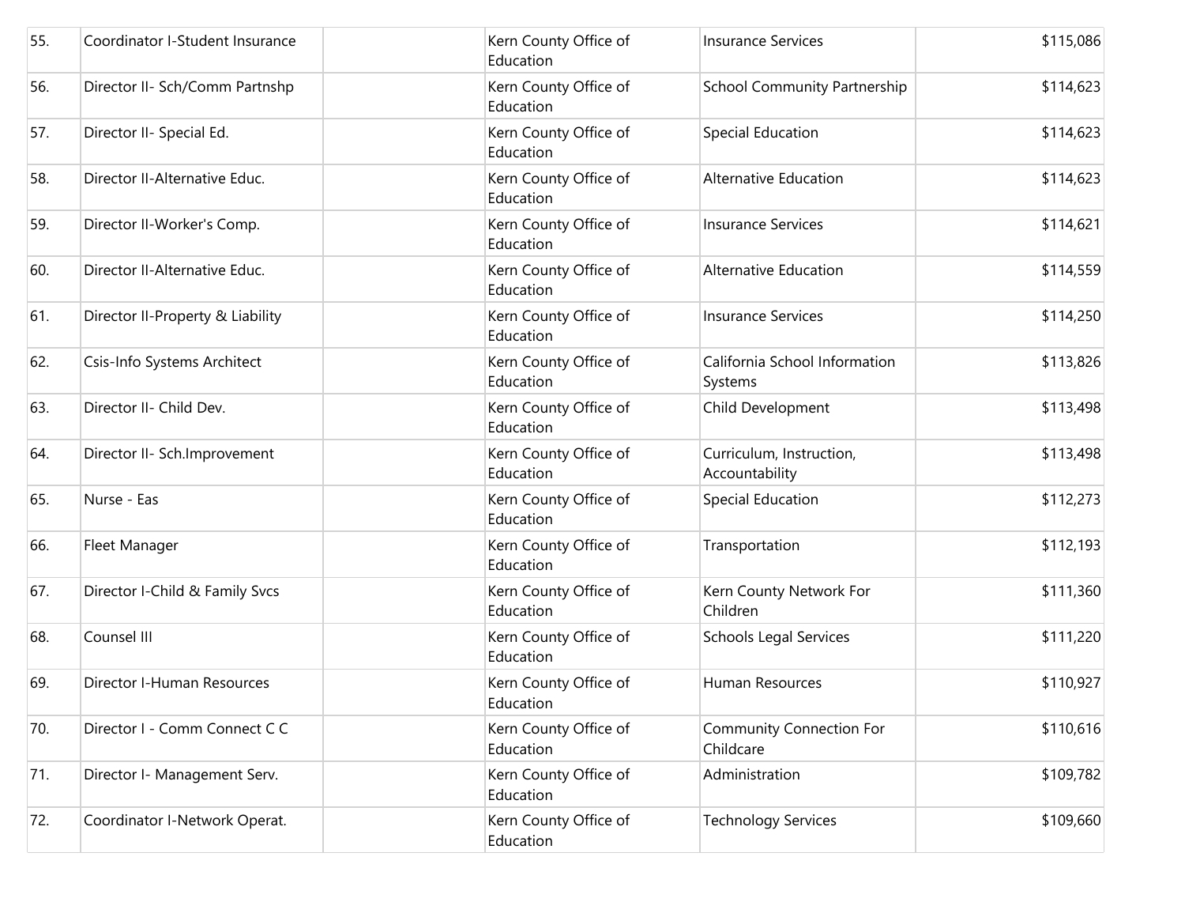| | | | | | |
|---|---|---|---|---|---|
| 55. | Coordinator I-Student Insurance | | Kern County Office of Education | Insurance Services | $115,086 |
| 56. | Director II- Sch/Comm Partnshp | | Kern County Office of Education | School Community Partnership | $114,623 |
| 57. | Director II- Special Ed. | | Kern County Office of Education | Special Education | $114,623 |
| 58. | Director II-Alternative Educ. | | Kern County Office of Education | Alternative Education | $114,623 |
| 59. | Director II-Worker's Comp. | | Kern County Office of Education | Insurance Services | $114,621 |
| 60. | Director II-Alternative Educ. | | Kern County Office of Education | Alternative Education | $114,559 |
| 61. | Director II-Property & Liability | | Kern County Office of Education | Insurance Services | $114,250 |
| 62. | Csis-Info Systems Architect | | Kern County Office of Education | California School Information Systems | $113,826 |
| 63. | Director II- Child Dev. | | Kern County Office of Education | Child Development | $113,498 |
| 64. | Director II- Sch.Improvement | | Kern County Office of Education | Curriculum, Instruction, Accountability | $113,498 |
| 65. | Nurse - Eas | | Kern County Office of Education | Special Education | $112,273 |
| 66. | Fleet Manager | | Kern County Office of Education | Transportation | $112,193 |
| 67. | Director I-Child & Family Svcs | | Kern County Office of Education | Kern County Network For Children | $111,360 |
| 68. | Counsel III | | Kern County Office of Education | Schools Legal Services | $111,220 |
| 69. | Director I-Human Resources | | Kern County Office of Education | Human Resources | $110,927 |
| 70. | Director I - Comm Connect C C | | Kern County Office of Education | Community Connection For Childcare | $110,616 |
| 71. | Director I- Management Serv. | | Kern County Office of Education | Administration | $109,782 |
| 72. | Coordinator I-Network Operat. | | Kern County Office of Education | Technology Services | $109,660 |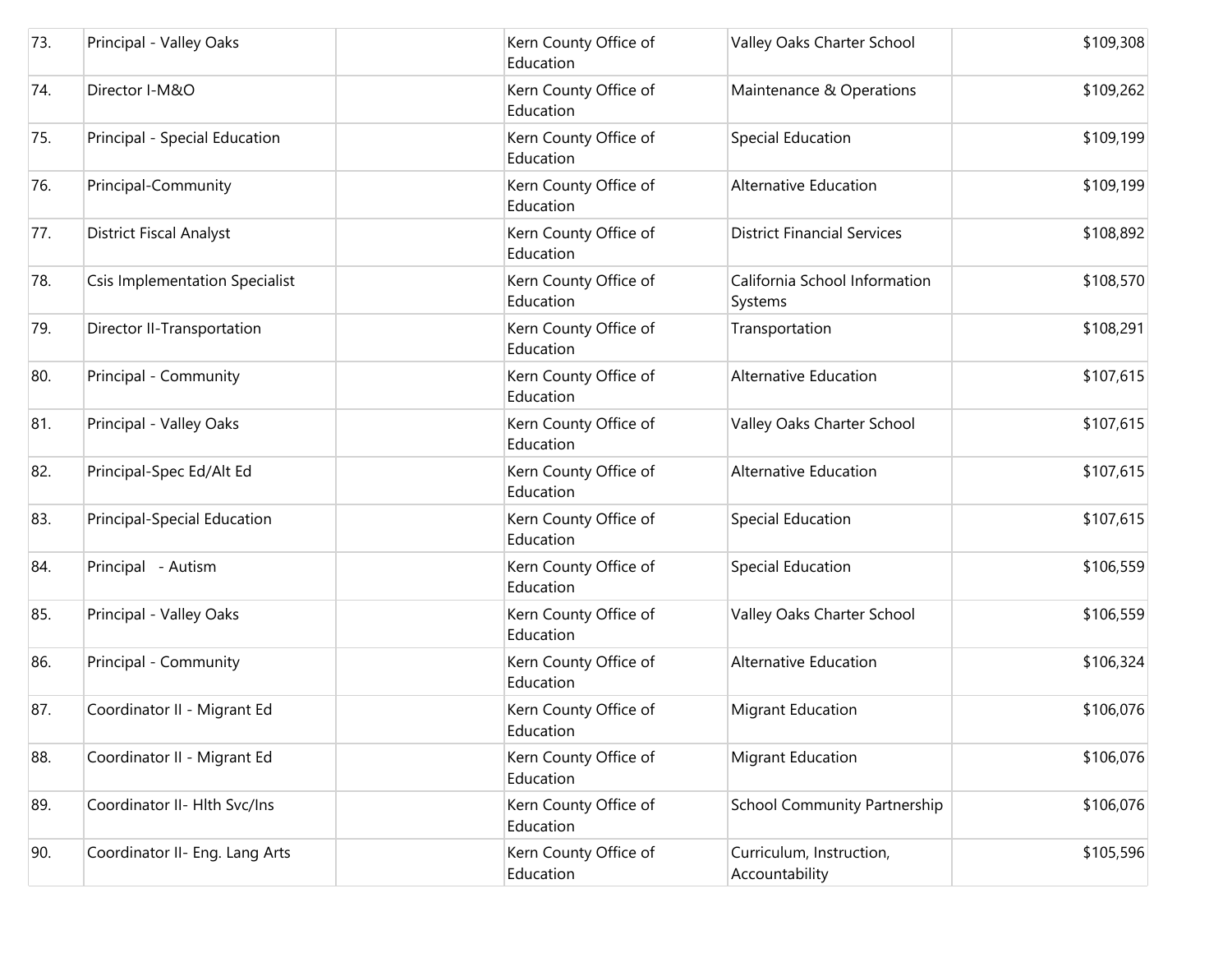| | | | | | |
|---|---|---|---|---|---|
| 73. | Principal - Valley Oaks | | Kern County Office of Education | Valley Oaks Charter School | $109,308 |
| 74. | Director I-M&O | | Kern County Office of Education | Maintenance & Operations | $109,262 |
| 75. | Principal - Special Education | | Kern County Office of Education | Special Education | $109,199 |
| 76. | Principal-Community | | Kern County Office of Education | Alternative Education | $109,199 |
| 77. | District Fiscal Analyst | | Kern County Office of Education | District Financial Services | $108,892 |
| 78. | Csis Implementation Specialist | | Kern County Office of Education | California School Information Systems | $108,570 |
| 79. | Director II-Transportation | | Kern County Office of Education | Transportation | $108,291 |
| 80. | Principal - Community | | Kern County Office of Education | Alternative Education | $107,615 |
| 81. | Principal - Valley Oaks | | Kern County Office of Education | Valley Oaks Charter School | $107,615 |
| 82. | Principal-Spec Ed/Alt Ed | | Kern County Office of Education | Alternative Education | $107,615 |
| 83. | Principal-Special Education | | Kern County Office of Education | Special Education | $107,615 |
| 84. | Principal - Autism | | Kern County Office of Education | Special Education | $106,559 |
| 85. | Principal - Valley Oaks | | Kern County Office of Education | Valley Oaks Charter School | $106,559 |
| 86. | Principal - Community | | Kern County Office of Education | Alternative Education | $106,324 |
| 87. | Coordinator II - Migrant Ed | | Kern County Office of Education | Migrant Education | $106,076 |
| 88. | Coordinator II - Migrant Ed | | Kern County Office of Education | Migrant Education | $106,076 |
| 89. | Coordinator II- Hlth Svc/Ins | | Kern County Office of Education | School Community Partnership | $106,076 |
| 90. | Coordinator II- Eng. Lang Arts | | Kern County Office of Education | Curriculum, Instruction, Accountability | $105,596 |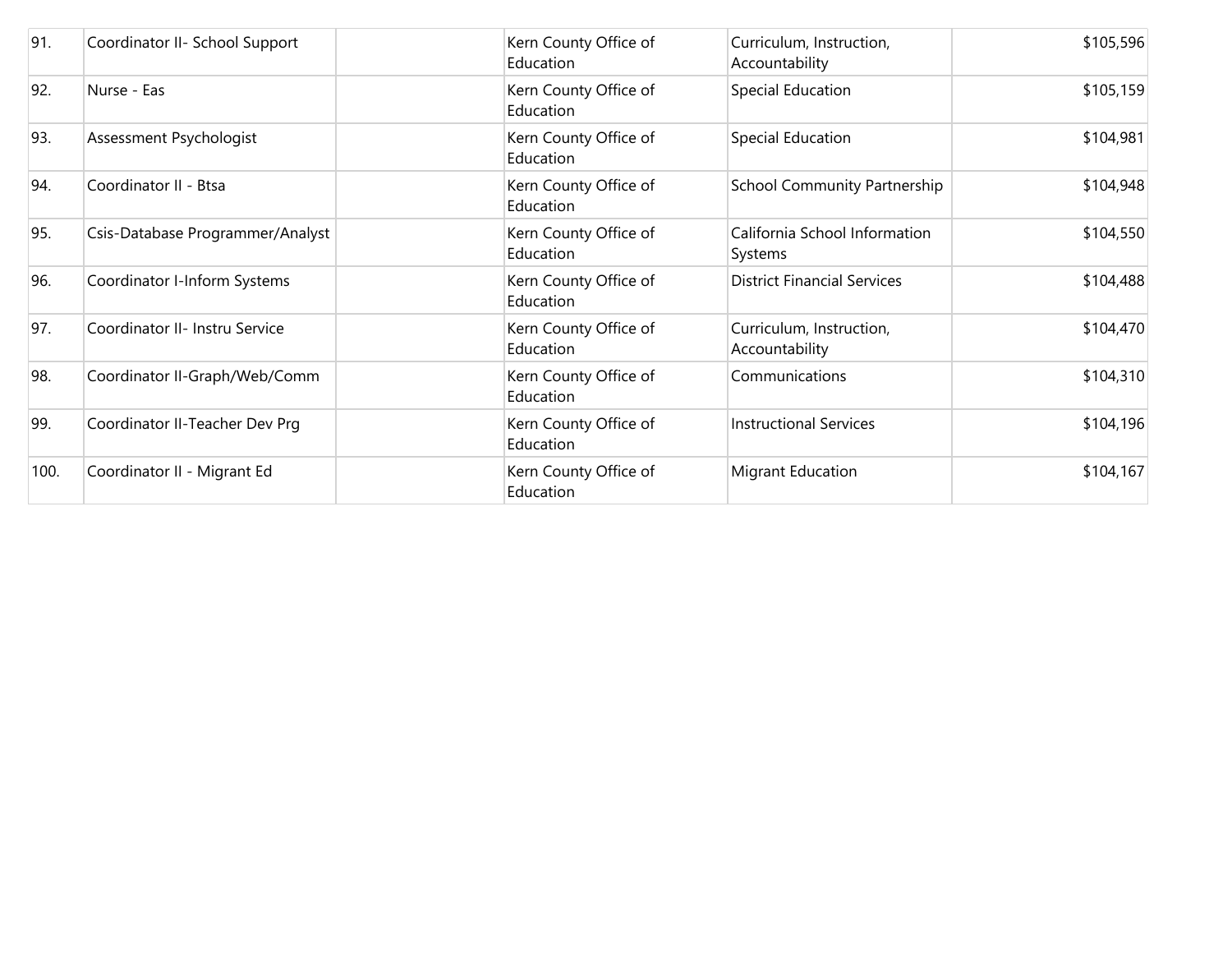| | | | | | |
|---|---|---|---|---|---|
| 91. | Coordinator II- School Support | | Kern County Office of Education | Curriculum, Instruction, Accountability | $105,596 |
| 92. | Nurse - Eas | | Kern County Office of Education | Special Education | $105,159 |
| 93. | Assessment Psychologist | | Kern County Office of Education | Special Education | $104,981 |
| 94. | Coordinator II - Btsa | | Kern County Office of Education | School Community Partnership | $104,948 |
| 95. | Csis-Database Programmer/Analyst | | Kern County Office of Education | California School Information Systems | $104,550 |
| 96. | Coordinator I-Inform Systems | | Kern County Office of Education | District Financial Services | $104,488 |
| 97. | Coordinator II- Instru Service | | Kern County Office of Education | Curriculum, Instruction, Accountability | $104,470 |
| 98. | Coordinator II-Graph/Web/Comm | | Kern County Office of Education | Communications | $104,310 |
| 99. | Coordinator II-Teacher Dev Prg | | Kern County Office of Education | Instructional Services | $104,196 |
| 100. | Coordinator II - Migrant Ed | | Kern County Office of Education | Migrant Education | $104,167 |